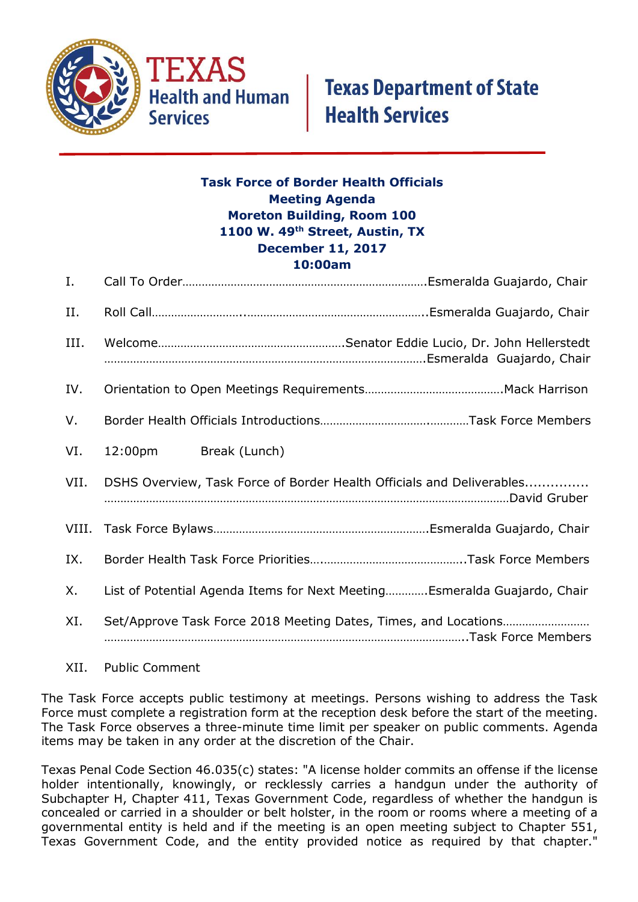TEXAS Health and Human Services

Texas Department of State Health Services

**Task Force of Border Health Officials**
**Meeting Agenda**
**Moreton Building, Room 100**
**1100 W. 49th Street, Austin, TX**
**December 11, 2017**
**10:00am**

I. Call To Order……………………………………………………………….Esmeralda Guajardo, Chair

II. Roll Call……………………..………………………………………………..Esmeralda Guajardo, Chair

III. Welcome…………………………………………………Senator Eddie Lucio, Dr. John Hellerstedt ………………………………………………………………………………………Esmeralda Guajardo, Chair

IV. Orientation to Open Meetings Requirements……………………………………Mack Harrison

V. Border Health Officials Introductions……………………….…………Task Force Members

VI. 12:00pm Break (Lunch)

VII. DSHS Overview, Task Force of Border Health Officials and Deliverables............... ……………………………………………………………………………………………………David Gruber

VIII. Task Force Bylaws………………………………………………………….Esmeralda Guajardo, Chair

IX. Border Health Task Force Priorities….……………………………………..Task Force Members

X. List of Potential Agenda Items for Next Meeting…………Esmeralda Guajardo, Chair

XI. Set/Approve Task Force 2018 Meeting Dates, Times, and Locations…………………… ……………………………………………………………………………………………..Task Force Members

XII. Public Comment

The Task Force accepts public testimony at meetings. Persons wishing to address the Task Force must complete a registration form at the reception desk before the start of the meeting. The Task Force observes a three-minute time limit per speaker on public comments. Agenda items may be taken in any order at the discretion of the Chair.

Texas Penal Code Section 46.035(c) states: "A license holder commits an offense if the license holder intentionally, knowingly, or recklessly carries a handgun under the authority of Subchapter H, Chapter 411, Texas Government Code, regardless of whether the handgun is concealed or carried in a shoulder or belt holster, in the room or rooms where a meeting of a governmental entity is held and if the meeting is an open meeting subject to Chapter 551, Texas Government Code, and the entity provided notice as required by that chapter."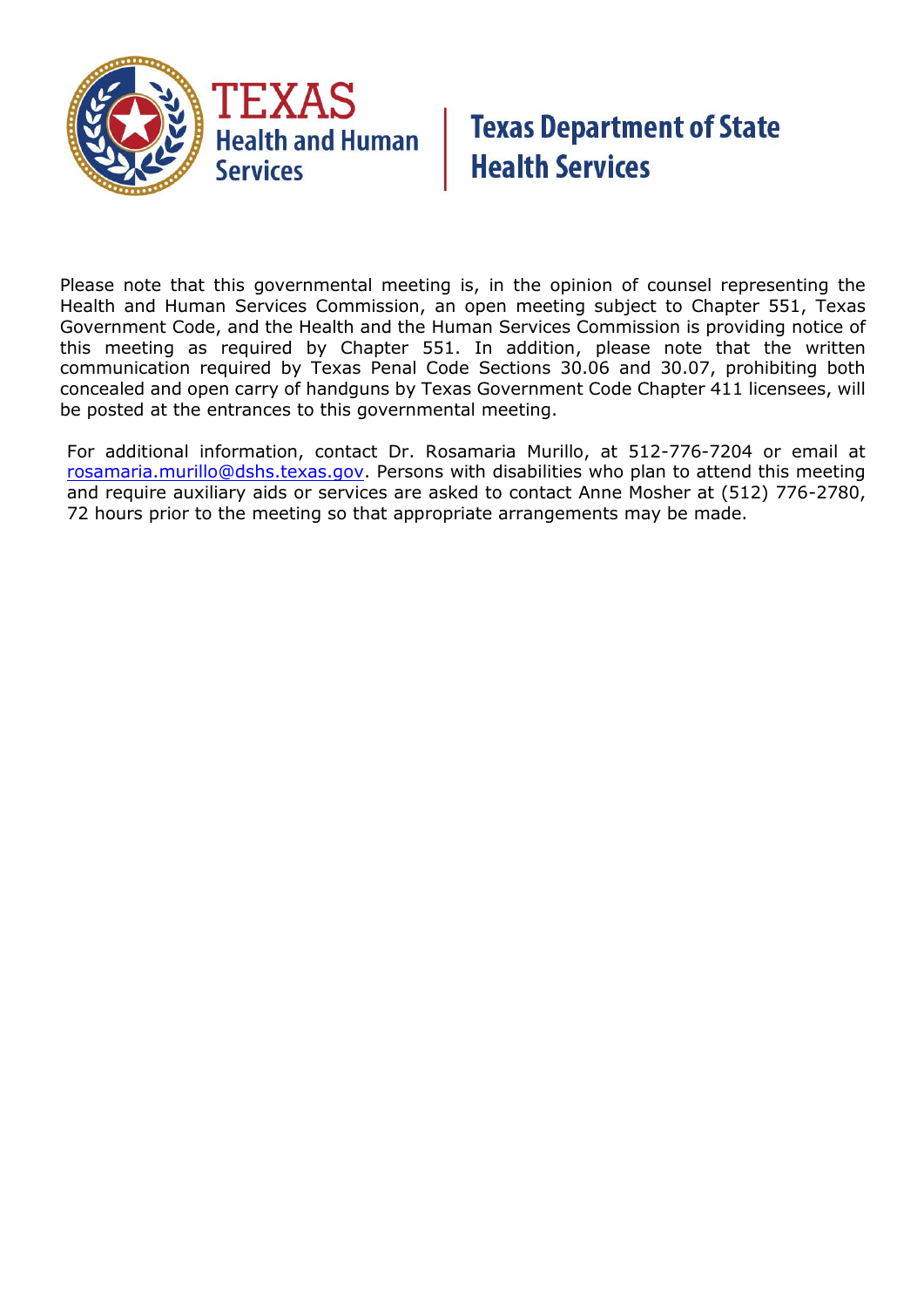Please note that this governmental meeting is, in the opinion of counsel representing the Health and Human Services Commission, an open meeting subject to Chapter 551, Texas Government Code, and the Health and the Human Services Commission is providing notice of this meeting as required by Chapter 551. In addition, please note that the written communication required by Texas Penal Code Sections 30.06 and 30.07, prohibiting both concealed and open carry of handguns by Texas Government Code Chapter 411 licensees, will be posted at the entrances to this governmental meeting.

For additional information, contact Dr. Rosamaria Murillo, at 512-776-7204 or email at rosamaria.murillo@dshs.texas.gov. Persons with disabilities who plan to attend this meeting and require auxiliary aids or services are asked to contact Anne Mosher at (512) 776-2780, 72 hours prior to the meeting so that appropriate arrangements may be made.